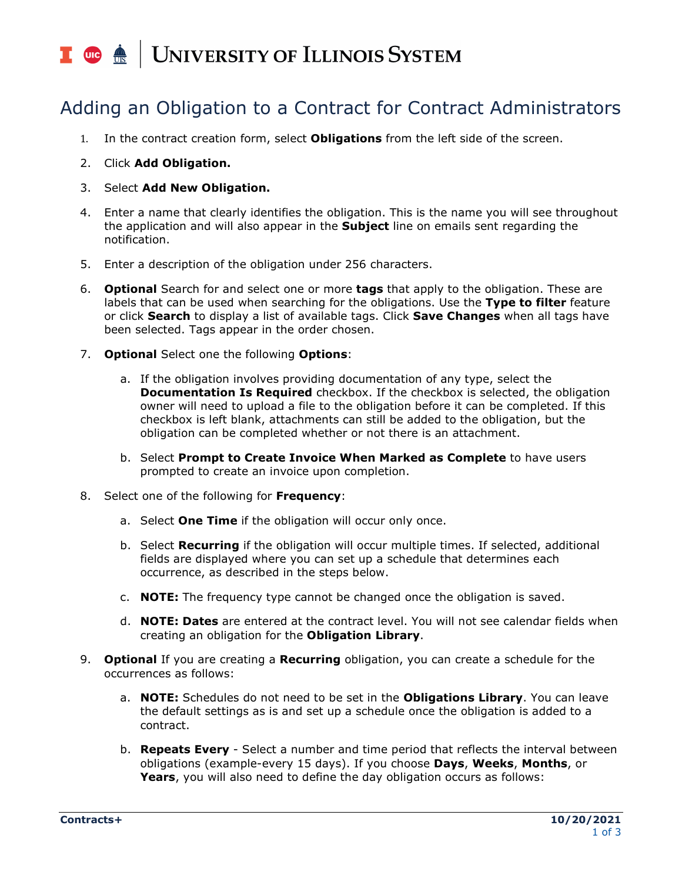# Adding an Obligation to a Contract for Contract Administrators

1. In the contract creation form, select **Obligations** from the left side of the screen.
2. Click **Add Obligation.**
3. Select **Add New Obligation.**
4. Enter a name that clearly identifies the obligation. This is the name you will see throughout the application and will also appear in the **Subject** line on emails sent regarding the notification.
5. Enter a description of the obligation under 256 characters.
6. **Optional** Search for and select one or more **tags** that apply to the obligation. These are labels that can be used when searching for the obligations. Use the **Type to filter** feature or click **Search** to display a list of available tags. Click **Save Changes** when all tags have been selected. Tags appear in the order chosen.
7. **Optional** Select one the following **Options**:
   a. If the obligation involves providing documentation of any type, select the **Documentation Is Required** checkbox. If the checkbox is selected, the obligation owner will need to upload a file to the obligation before it can be completed. If this checkbox is left blank, attachments can still be added to the obligation, but the obligation can be completed whether or not there is an attachment.
   b. Select **Prompt to Create Invoice When Marked as Complete** to have users prompted to create an invoice upon completion.
8. Select one of the following for **Frequency**:
   a. Select **One Time** if the obligation will occur only once.
   b. Select **Recurring** if the obligation will occur multiple times. If selected, additional fields are displayed where you can set up a schedule that determines each occurrence, as described in the steps below.
   c. **NOTE:** The frequency type cannot be changed once the obligation is saved.
   d. **NOTE: Dates** are entered at the contract level. You will not see calendar fields when creating an obligation for the **Obligation Library**.
9. **Optional** If you are creating a **Recurring** obligation, you can create a schedule for the occurrences as follows:
   a. **NOTE:** Schedules do not need to be set in the **Obligations Library**. You can leave the default settings as is and set up a schedule once the obligation is added to a contract.
   b. **Repeats Every** - Select a number and time period that reflects the interval between obligations (example-every 15 days). If you choose **Days**, **Weeks**, **Months**, or **Years**, you will also need to define the day obligation occurs as follows: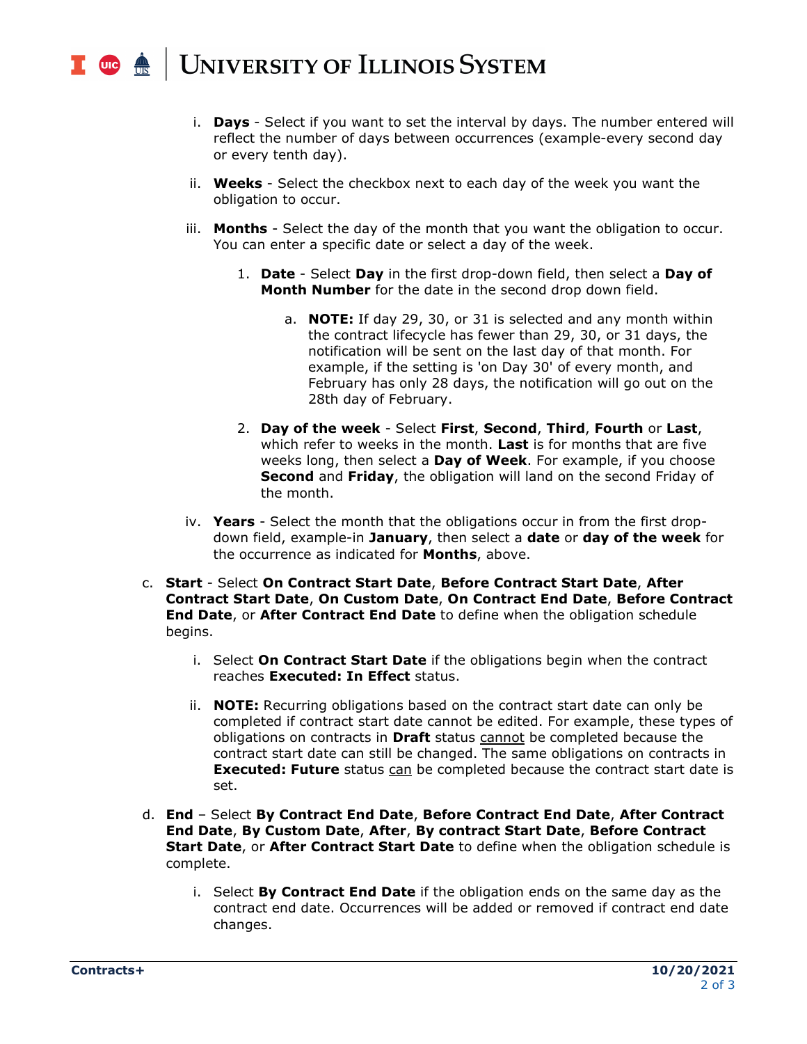i. **Days** - Select if you want to set the interval by days. The number entered will reflect the number of days between occurrences (example-every second day or every tenth day).

   ii. **Weeks** - Select the checkbox next to each day of the week you want the obligation to occur.

   iii. **Months** - Select the day of the month that you want the obligation to occur. You can enter a specific date or select a day of the week.

      1. **Date** - Select **Day** in the first drop-down field, then select a **Day of Month Number** for the date in the second drop down field.

         a. **NOTE:** If day 29, 30, or 31 is selected and any month within the contract lifecycle has fewer than 29, 30, or 31 days, the notification will be sent on the last day of that month. For example, if the setting is 'on Day 30' of every month, and February has only 28 days, the notification will go out on the 28th day of February.

      2. **Day of the week** - Select **First**, **Second**, **Third**, **Fourth** or **Last**, which refer to weeks in the month. **Last** is for months that are five weeks long, then select a **Day of Week**. For example, if you choose **Second** and **Friday**, the obligation will land on the second Friday of the month.

   iv. **Years** - Select the month that the obligations occur in from the first drop-down field, example-in **January**, then select a **date** or **day of the week** for the occurrence as indicated for **Months**, above.

c. **Start** - Select **On Contract Start Date**, **Before Contract Start Date**, **After Contract Start Date**, **On Custom Date**, **On Contract End Date**, **Before Contract End Date**, or **After Contract End Date** to define when the obligation schedule begins.

   i. Select **On Contract Start Date** if the obligations begin when the contract reaches **Executed: In Effect** status.

   ii. **NOTE:** Recurring obligations based on the contract start date can only be completed if contract start date cannot be edited. For example, these types of obligations on contracts in **Draft** status cannot be completed because the contract start date can still be changed. The same obligations on contracts in **Executed: Future** status can be completed because the contract start date is set.

d. **End** – Select **By Contract End Date**, **Before Contract End Date**, **After Contract End Date**, **By Custom Date**, **After**, **By contract Start Date**, **Before Contract Start Date**, or **After Contract Start Date** to define when the obligation schedule is complete.

   i. Select **By Contract End Date** if the obligation ends on the same day as the contract end date. Occurrences will be added or removed if contract end date changes.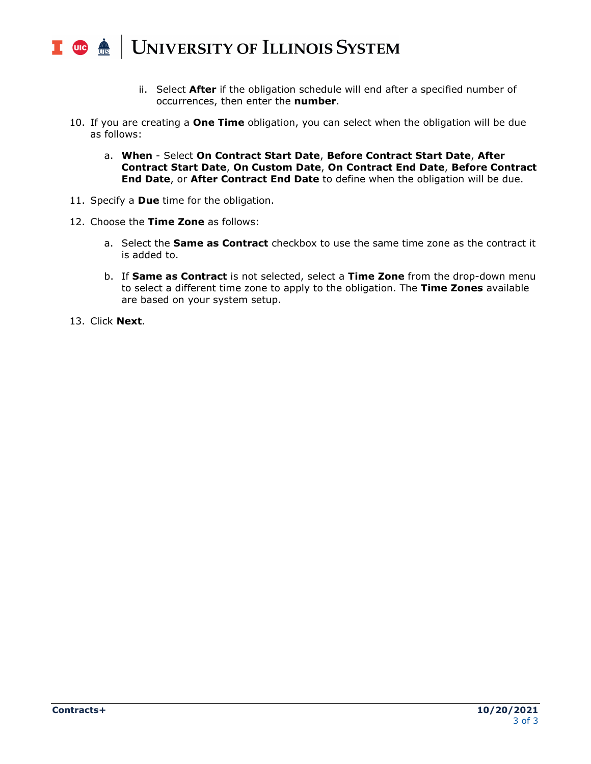ii. Select **After** if the obligation schedule will end after a specified number of occurrences, then enter the **number**.

10. If you are creating a **One Time** obligation, you can select when the obligation will be due as follows:

    a. **When** - Select **On Contract Start Date**, **Before Contract Start Date**, **After Contract Start Date**, **On Custom Date**, **On Contract End Date**, **Before Contract End Date**, or **After Contract End Date** to define when the obligation will be due.

11. Specify a **Due** time for the obligation.

12. Choose the **Time Zone** as follows:

    a. Select the **Same as Contract** checkbox to use the same time zone as the contract it is added to.

    b. If **Same as Contract** is not selected, select a **Time Zone** from the drop-down menu to select a different time zone to apply to the obligation. The **Time Zones** available are based on your system setup.

13. Click **Next**.